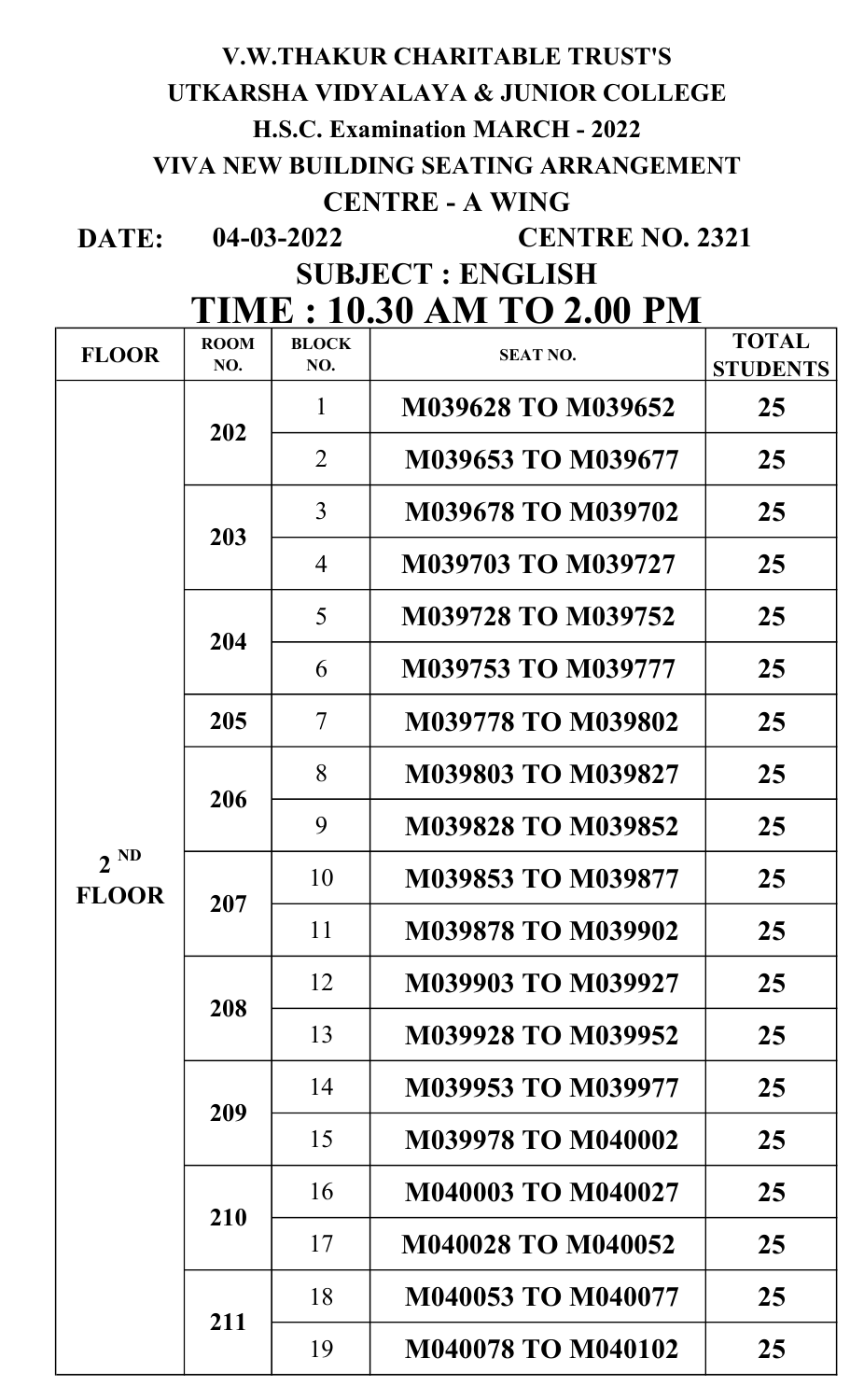# V.W.THAKUR CHARITABLE TRUST'S

# UTKARSHA VIDYALAYA & JUNIOR COLLEGE

## H.S.C. Examination MARCH - 2022

## VIVA NEW BUILDING SEATING ARRANGEMENT

## CENTRE - A WING

**DATE:** 04-03-2022 **CENTRE NO. 2321**

## SUBJECT : ENGLISH

# TIME : 10.30 AM TO 2.00 PM

| FLOOR | ROOM NO. | BLOCK NO. | SEAT NO. | TOTAL STUDENTS |
|---|---|---|---|---|
| 2 ND FLOOR | 202 | 1 | M039628 TO M039652 | 25 |
| | | 2 | M039653 TO M039677 | 25 |
| | 203 | 3 | M039678 TO M039702 | 25 |
| | | 4 | M039703 TO M039727 | 25 |
| | 204 | 5 | M039728 TO M039752 | 25 |
| | | 6 | M039753 TO M039777 | 25 |
| | 205 | 7 | M039778 TO M039802 | 25 |
| | 206 | 8 | M039803 TO M039827 | 25 |
| | | 9 | M039828 TO M039852 | 25 |
| | 207 | 10 | M039853 TO M039877 | 25 |
| | | 11 | M039878 TO M039902 | 25 |
| | 208 | 12 | M039903 TO M039927 | 25 |
| | | 13 | M039928 TO M039952 | 25 |
| | 209 | 14 | M039953 TO M039977 | 25 |
| | | 15 | M039978 TO M040002 | 25 |
| | 210 | 16 | M040003 TO M040027 | 25 |
| | | 17 | M040028 TO M040052 | 25 |
| | 211 | 18 | M040053 TO M040077 | 25 |
| | | 19 | M040078 TO M040102 | 25 |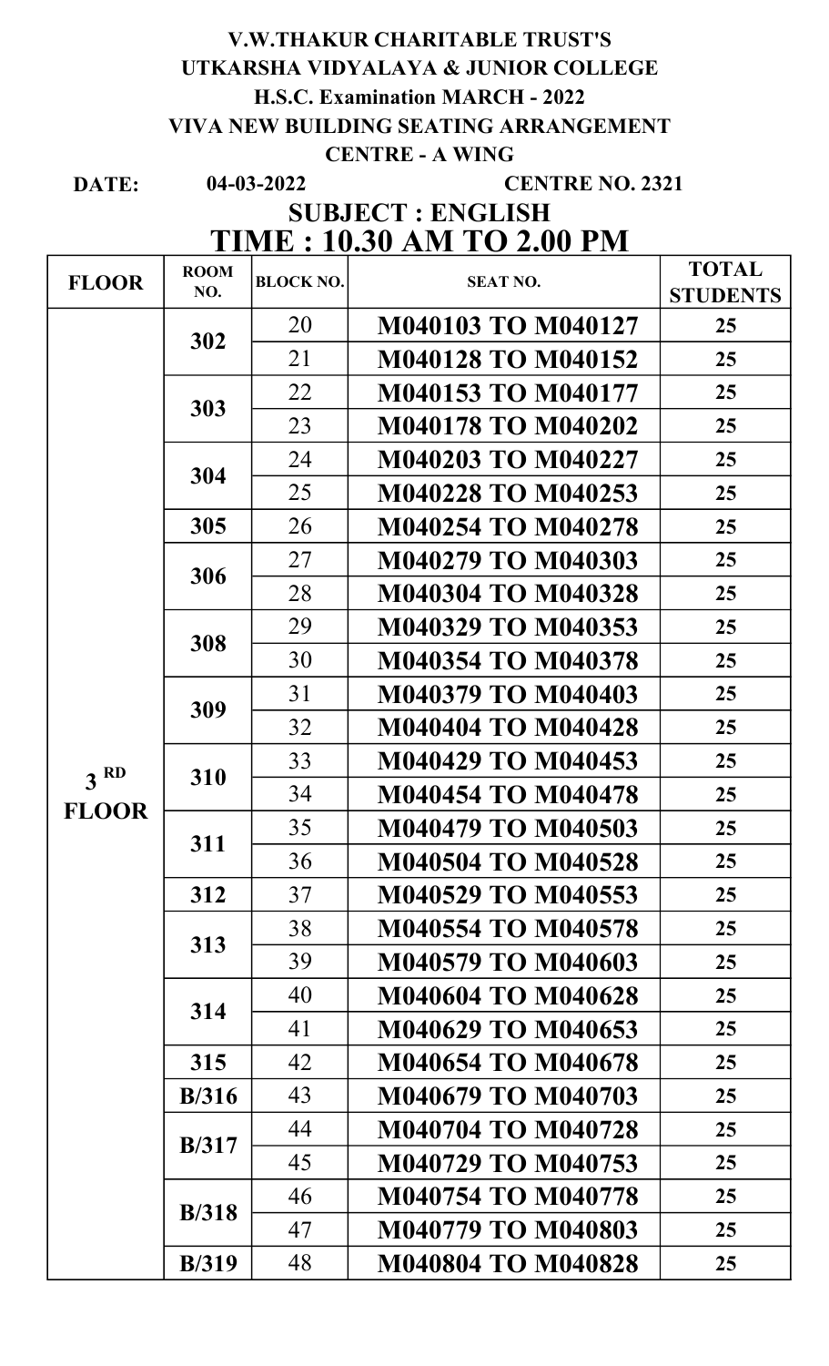**V.W.THAKUR CHARITABLE TRUST'S**

**UTKARSHA VIDYALAYA & JUNIOR COLLEGE**

**H.S.C. Examination MARCH - 2022**

**VIVA NEW BUILDING SEATING ARRANGEMENT**

**CENTRE - A WING**

**DATE:** 04-03-2022 **CENTRE NO. 2321**

**SUBJECT : ENGLISH**

**TIME : 10.30 AM TO 2.00 PM**

| FLOOR | ROOM NO. | BLOCK NO. | SEAT NO. | TOTAL STUDENTS |
|---|---|---|---|---|
| 3 RD FLOOR | 302 | 20 | M040103 TO M040127 | 25 |
| | | 21 | M040128 TO M040152 | 25 |
| | 303 | 22 | M040153 TO M040177 | 25 |
| | | 23 | M040178 TO M040202 | 25 |
| | 304 | 24 | M040203 TO M040227 | 25 |
| | | 25 | M040228 TO M040253 | 25 |
| | 305 | 26 | M040254 TO M040278 | 25 |
| | 306 | 27 | M040279 TO M040303 | 25 |
| | | 28 | M040304 TO M040328 | 25 |
| | 308 | 29 | M040329 TO M040353 | 25 |
| | | 30 | M040354 TO M040378 | 25 |
| | 309 | 31 | M040379 TO M040403 | 25 |
| | | 32 | M040404 TO M040428 | 25 |
| | 310 | 33 | M040429 TO M040453 | 25 |
| | | 34 | M040454 TO M040478 | 25 |
| | 311 | 35 | M040479 TO M040503 | 25 |
| | | 36 | M040504 TO M040528 | 25 |
| | 312 | 37 | M040529 TO M040553 | 25 |
| | 313 | 38 | M040554 TO M040578 | 25 |
| | | 39 | M040579 TO M040603 | 25 |
| | 314 | 40 | M040604 TO M040628 | 25 |
| | | 41 | M040629 TO M040653 | 25 |
| | 315 | 42 | M040654 TO M040678 | 25 |
| | B/316 | 43 | M040679 TO M040703 | 25 |
| | B/317 | 44 | M040704 TO M040728 | 25 |
| | | 45 | M040729 TO M040753 | 25 |
| | B/318 | 46 | M040754 TO M040778 | 25 |
| | | 47 | M040779 TO M040803 | 25 |
| | B/319 | 48 | M040804 TO M040828 | 25 |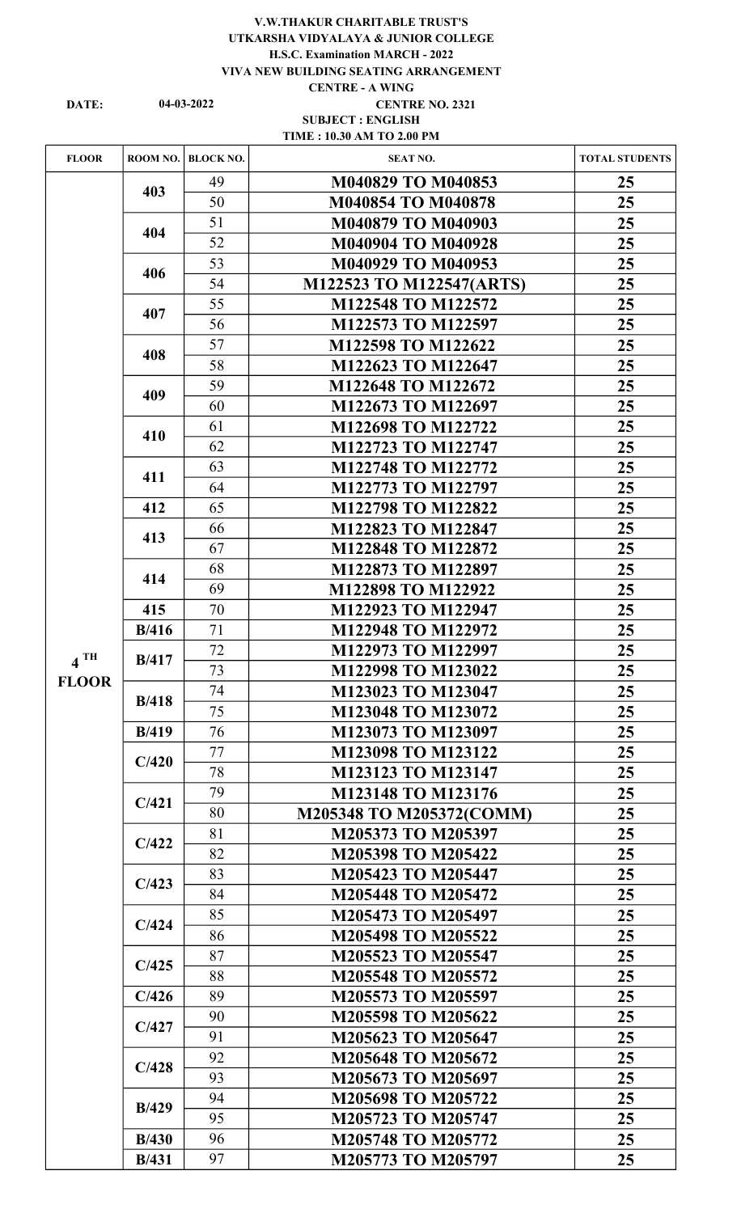**V.W.THAKUR CHARITABLE TRUST'S**

**UTKARSHA VIDYALAYA & JUNIOR COLLEGE**

**H.S.C. Examination MARCH - 2022**

**VIVA NEW BUILDING SEATING ARRANGEMENT**

**CENTRE - A WING**

**DATE:** 04-03-2022 **CENTRE NO. 2321**

**SUBJECT : ENGLISH**

**TIME : 10.30 AM TO 2.00 PM**

| FLOOR | ROOM NO. | BLOCK NO. | SEAT NO. | TOTAL STUDENTS |
|---|---|---|---|---|
| 4 TH FLOOR | 403 | 49 | M040829 TO M040853 | 25 |
| | | 50 | M040854 TO M040878 | 25 |
| | 404 | 51 | M040879 TO M040903 | 25 |
| | | 52 | M040904 TO M040928 | 25 |
| | 406 | 53 | M040929 TO M040953 | 25 |
| | | 54 | M122523 TO M122547(ARTS) | 25 |
| | 407 | 55 | M122548 TO M122572 | 25 |
| | | 56 | M122573 TO M122597 | 25 |
| | 408 | 57 | M122598 TO M122622 | 25 |
| | | 58 | M122623 TO M122647 | 25 |
| | 409 | 59 | M122648 TO M122672 | 25 |
| | | 60 | M122673 TO M122697 | 25 |
| | 410 | 61 | M122698 TO M122722 | 25 |
| | | 62 | M122723 TO M122747 | 25 |
| | 411 | 63 | M122748 TO M122772 | 25 |
| | | 64 | M122773 TO M122797 | 25 |
| | 412 | 65 | M122798 TO M122822 | 25 |
| | 413 | 66 | M122823 TO M122847 | 25 |
| | | 67 | M122848 TO M122872 | 25 |
| | 414 | 68 | M122873 TO M122897 | 25 |
| | | 69 | M122898 TO M122922 | 25 |
| | 415 | 70 | M122923 TO M122947 | 25 |
| | B/416 | 71 | M122948 TO M122972 | 25 |
| | B/417 | 72 | M122973 TO M122997 | 25 |
| | | 73 | M122998 TO M123022 | 25 |
| | B/418 | 74 | M123023 TO M123047 | 25 |
| | | 75 | M123048 TO M123072 | 25 |
| | B/419 | 76 | M123073 TO M123097 | 25 |
| | C/420 | 77 | M123098 TO M123122 | 25 |
| | | 78 | M123123 TO M123147 | 25 |
| | C/421 | 79 | M123148 TO M123176 | 25 |
| | | 80 | M205348 TO M205372(COMM) | 25 |
| | C/422 | 81 | M205373 TO M205397 | 25 |
| | | 82 | M205398 TO M205422 | 25 |
| | C/423 | 83 | M205423 TO M205447 | 25 |
| | | 84 | M205448 TO M205472 | 25 |
| | C/424 | 85 | M205473 TO M205497 | 25 |
| | | 86 | M205498 TO M205522 | 25 |
| | C/425 | 87 | M205523 TO M205547 | 25 |
| | | 88 | M205548 TO M205572 | 25 |
| | C/426 | 89 | M205573 TO M205597 | 25 |
| | C/427 | 90 | M205598 TO M205622 | 25 |
| | | 91 | M205623 TO M205647 | 25 |
| | C/428 | 92 | M205648 TO M205672 | 25 |
| | | 93 | M205673 TO M205697 | 25 |
| | B/429 | 94 | M205698 TO M205722 | 25 |
| | | 95 | M205723 TO M205747 | 25 |
| | B/430 | 96 | M205748 TO M205772 | 25 |
| | B/431 | 97 | M205773 TO M205797 | 25 |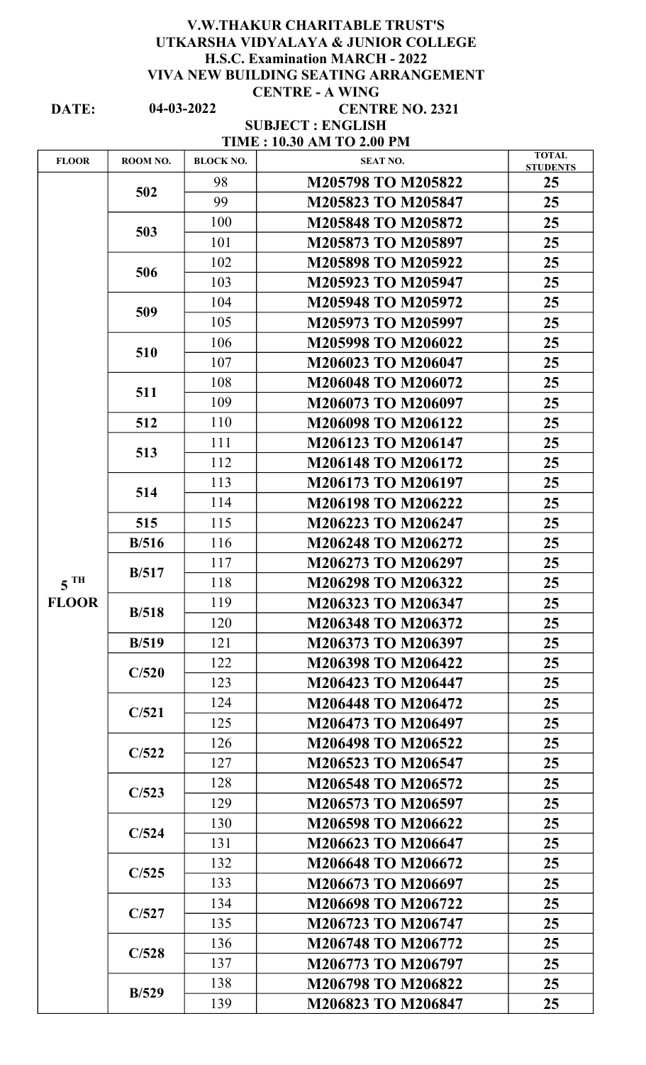# V.W.THAKUR CHARITABLE TRUST'S
# UTKARSHA VIDYALAYA & JUNIOR COLLEGE
## H.S.C. Examination MARCH - 2022
## VIVA NEW BUILDING SEATING ARRANGEMENT
## CENTRE - A WING

**DATE:** 04-03-2022 **CENTRE NO. 2321**

**SUBJECT : ENGLISH**

**TIME : 10.30 AM TO 2.00 PM**

| FLOOR | ROOM NO. | BLOCK NO. | SEAT NO. | TOTAL STUDENTS |
|---|---|---|---|---|
| 5 TH FLOOR | 502 | 98 | M205798 TO M205822 | 25 |
| | | 99 | M205823 TO M205847 | 25 |
| | 503 | 100 | M205848 TO M205872 | 25 |
| | | 101 | M205873 TO M205897 | 25 |
| | 506 | 102 | M205898 TO M205922 | 25 |
| | | 103 | M205923 TO M205947 | 25 |
| | 509 | 104 | M205948 TO M205972 | 25 |
| | | 105 | M205973 TO M205997 | 25 |
| | 510 | 106 | M205998 TO M206022 | 25 |
| | | 107 | M206023 TO M206047 | 25 |
| | 511 | 108 | M206048 TO M206072 | 25 |
| | | 109 | M206073 TO M206097 | 25 |
| | 512 | 110 | M206098 TO M206122 | 25 |
| | 513 | 111 | M206123 TO M206147 | 25 |
| | | 112 | M206148 TO M206172 | 25 |
| | 514 | 113 | M206173 TO M206197 | 25 |
| | | 114 | M206198 TO M206222 | 25 |
| | 515 | 115 | M206223 TO M206247 | 25 |
| | B/516 | 116 | M206248 TO M206272 | 25 |
| | B/517 | 117 | M206273 TO M206297 | 25 |
| | | 118 | M206298 TO M206322 | 25 |
| | B/518 | 119 | M206323 TO M206347 | 25 |
| | | 120 | M206348 TO M206372 | 25 |
| | B/519 | 121 | M206373 TO M206397 | 25 |
| | C/520 | 122 | M206398 TO M206422 | 25 |
| | | 123 | M206423 TO M206447 | 25 |
| | C/521 | 124 | M206448 TO M206472 | 25 |
| | | 125 | M206473 TO M206497 | 25 |
| | C/522 | 126 | M206498 TO M206522 | 25 |
| | | 127 | M206523 TO M206547 | 25 |
| | C/523 | 128 | M206548 TO M206572 | 25 |
| | | 129 | M206573 TO M206597 | 25 |
| | C/524 | 130 | M206598 TO M206622 | 25 |
| | | 131 | M206623 TO M206647 | 25 |
| | C/525 | 132 | M206648 TO M206672 | 25 |
| | | 133 | M206673 TO M206697 | 25 |
| | C/527 | 134 | M206698 TO M206722 | 25 |
| | | 135 | M206723 TO M206747 | 25 |
| | C/528 | 136 | M206748 TO M206772 | 25 |
| | | 137 | M206773 TO M206797 | 25 |
| | B/529 | 138 | M206798 TO M206822 | 25 |
| | | 139 | M206823 TO M206847 | 25 |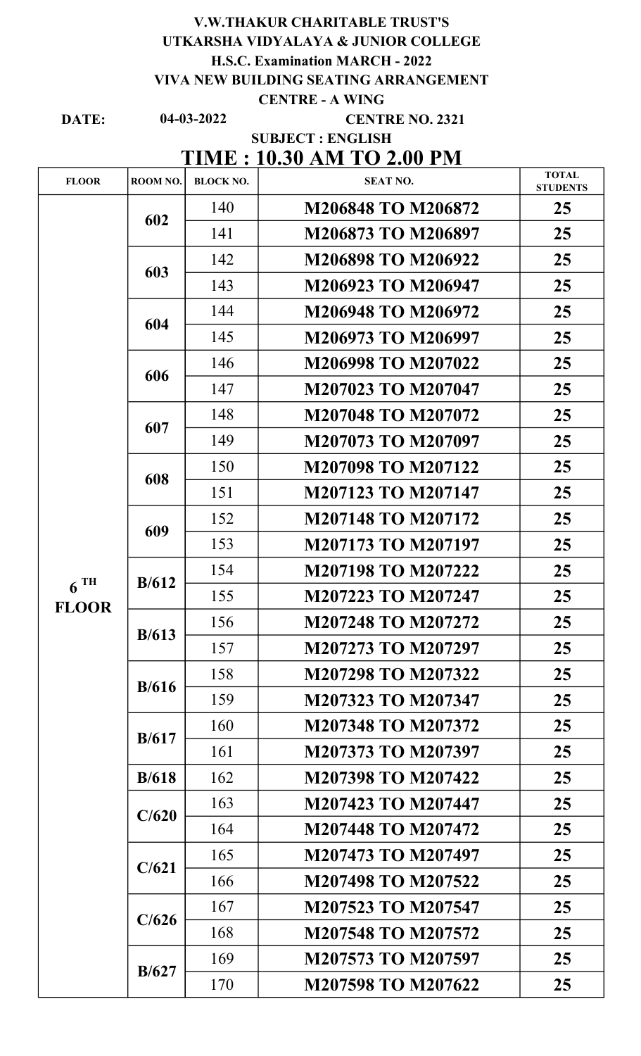**V.W.THAKUR CHARITABLE TRUST'S**
**UTKARSHA VIDYALAYA & JUNIOR COLLEGE**
**H.S.C. Examination MARCH - 2022**
**VIVA NEW BUILDING SEATING ARRANGEMENT**
**CENTRE - A WING**

**DATE:** 04-03-2022 **CENTRE NO. 2321**

**SUBJECT : ENGLISH**

## TIME : 10.30 AM TO 2.00 PM

| FLOOR | ROOM NO. | BLOCK NO. | SEAT NO. | TOTAL STUDENTS |
|---|---|---|---|---|
| 6 TH FLOOR | 602 | 140 | M206848 TO M206872 | 25 |
| | | 141 | M206873 TO M206897 | 25 |
| | 603 | 142 | M206898 TO M206922 | 25 |
| | | 143 | M206923 TO M206947 | 25 |
| | 604 | 144 | M206948 TO M206972 | 25 |
| | | 145 | M206973 TO M206997 | 25 |
| | 606 | 146 | M206998 TO M207022 | 25 |
| | | 147 | M207023 TO M207047 | 25 |
| | 607 | 148 | M207048 TO M207072 | 25 |
| | | 149 | M207073 TO M207097 | 25 |
| | 608 | 150 | M207098 TO M207122 | 25 |
| | | 151 | M207123 TO M207147 | 25 |
| | 609 | 152 | M207148 TO M207172 | 25 |
| | | 153 | M207173 TO M207197 | 25 |
| | B/612 | 154 | M207198 TO M207222 | 25 |
| | | 155 | M207223 TO M207247 | 25 |
| | B/613 | 156 | M207248 TO M207272 | 25 |
| | | 157 | M207273 TO M207297 | 25 |
| | B/616 | 158 | M207298 TO M207322 | 25 |
| | | 159 | M207323 TO M207347 | 25 |
| | B/617 | 160 | M207348 TO M207372 | 25 |
| | | 161 | M207373 TO M207397 | 25 |
| | B/618 | 162 | M207398 TO M207422 | 25 |
| | C/620 | 163 | M207423 TO M207447 | 25 |
| | | 164 | M207448 TO M207472 | 25 |
| | C/621 | 165 | M207473 TO M207497 | 25 |
| | | 166 | M207498 TO M207522 | 25 |
| | C/626 | 167 | M207523 TO M207547 | 25 |
| | | 168 | M207548 TO M207572 | 25 |
| | B/627 | 169 | M207573 TO M207597 | 25 |
| | | 170 | M207598 TO M207622 | 25 |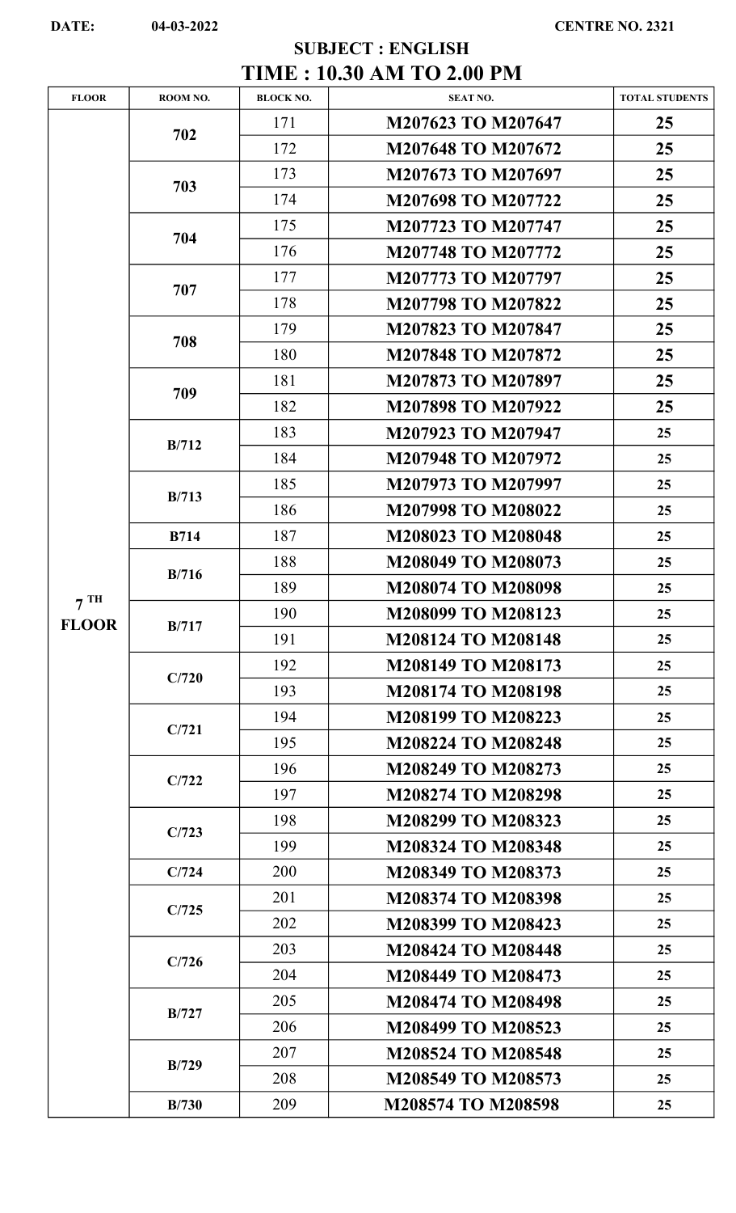DATE: 04-03-2022 CENTRE NO. 2321

## SUBJECT : ENGLISH

## TIME : 10.30 AM TO 2.00 PM

| FLOOR | ROOM NO. | BLOCK NO. | SEAT NO. | TOTAL STUDENTS |
|---|---|---|---|---|
| 7 TH FLOOR | 702 | 171 | M207623 TO M207647 | 25 |
| | | 172 | M207648 TO M207672 | 25 |
| | 703 | 173 | M207673 TO M207697 | 25 |
| | | 174 | M207698 TO M207722 | 25 |
| | 704 | 175 | M207723 TO M207747 | 25 |
| | | 176 | M207748 TO M207772 | 25 |
| | 707 | 177 | M207773 TO M207797 | 25 |
| | | 178 | M207798 TO M207822 | 25 |
| | 708 | 179 | M207823 TO M207847 | 25 |
| | | 180 | M207848 TO M207872 | 25 |
| | 709 | 181 | M207873 TO M207897 | 25 |
| | | 182 | M207898 TO M207922 | 25 |
| | B/712 | 183 | M207923 TO M207947 | 25 |
| | | 184 | M207948 TO M207972 | 25 |
| | B/713 | 185 | M207973 TO M207997 | 25 |
| | | 186 | M207998 TO M208022 | 25 |
| | B714 | 187 | M208023 TO M208048 | 25 |
| | B/716 | 188 | M208049 TO M208073 | 25 |
| | | 189 | M208074 TO M208098 | 25 |
| | B/717 | 190 | M208099 TO M208123 | 25 |
| | | 191 | M208124 TO M208148 | 25 |
| | C/720 | 192 | M208149 TO M208173 | 25 |
| | | 193 | M208174 TO M208198 | 25 |
| | C/721 | 194 | M208199 TO M208223 | 25 |
| | | 195 | M208224 TO M208248 | 25 |
| | C/722 | 196 | M208249 TO M208273 | 25 |
| | | 197 | M208274 TO M208298 | 25 |
| | C/723 | 198 | M208299 TO M208323 | 25 |
| | | 199 | M208324 TO M208348 | 25 |
| | C/724 | 200 | M208349 TO M208373 | 25 |
| | C/725 | 201 | M208374 TO M208398 | 25 |
| | | 202 | M208399 TO M208423 | 25 |
| | C/726 | 203 | M208424 TO M208448 | 25 |
| | | 204 | M208449 TO M208473 | 25 |
| | B/727 | 205 | M208474 TO M208498 | 25 |
| | | 206 | M208499 TO M208523 | 25 |
| | B/729 | 207 | M208524 TO M208548 | 25 |
| | | 208 | M208549 TO M208573 | 25 |
| | B/730 | 209 | M208574 TO M208598 | 25 |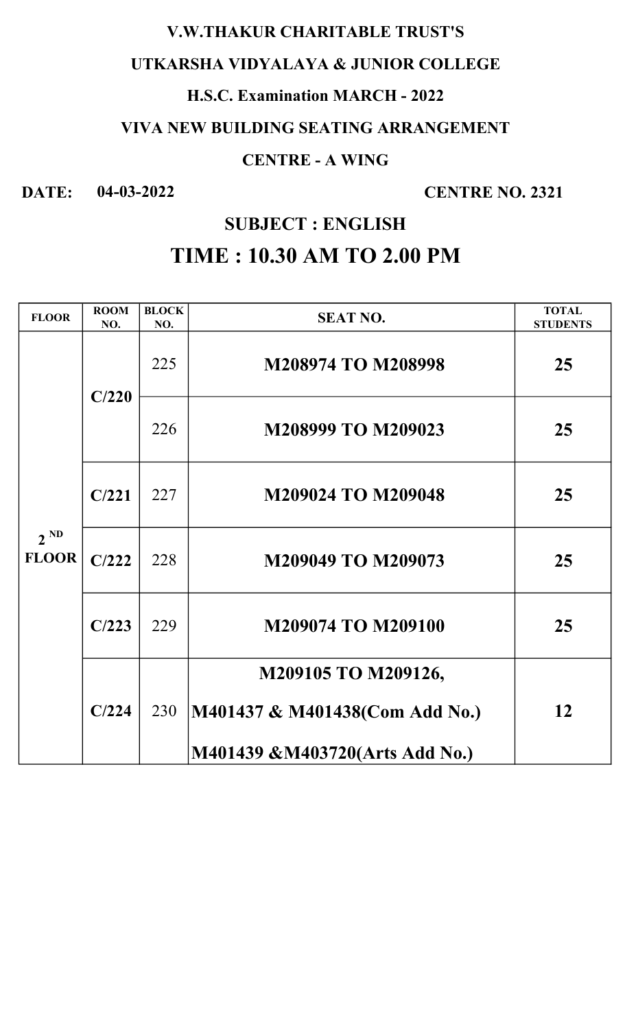**V.W.THAKUR CHARITABLE TRUST'S**

**UTKARSHA VIDYALAYA & JUNIOR COLLEGE**

**H.S.C. Examination MARCH - 2022**

**VIVA NEW BUILDING SEATING ARRANGEMENT**

**CENTRE - A WING**

**DATE: 04-03-2022** **CENTRE NO. 2321**

**SUBJECT : ENGLISH**

## TIME : 10.30 AM TO 2.00 PM

| FLOOR | ROOM NO. | BLOCK NO. | SEAT NO. | TOTAL STUDENTS |
|---|---|---|---|---|
| 2 ND FLOOR | C/220 | 225 | M208974 TO M208998 | 25 |
| | | 226 | M208999 TO M209023 | 25 |
| | C/221 | 227 | M209024 TO M209048 | 25 |
| | C/222 | 228 | M209049 TO M209073 | 25 |
| | C/223 | 229 | M209074 TO M209100 | 25 |
| | C/224 | 230 | M209105 TO M209126, M401437 & M401438(Com Add No.) M401439 &M403720(Arts Add No.) | 12 |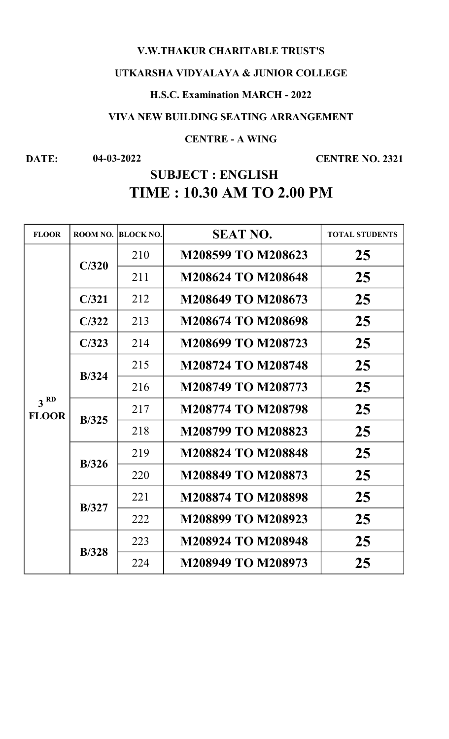**V.W.THAKUR CHARITABLE TRUST'S**

**UTKARSHA VIDYALAYA & JUNIOR COLLEGE**

**H.S.C. Examination MARCH - 2022**

**VIVA NEW BUILDING SEATING ARRANGEMENT**

**CENTRE - A WING**

**DATE:** 04-03-2022 **CENTRE NO. 2321**

## SUBJECT : ENGLISH

## TIME : 10.30 AM TO 2.00 PM

| FLOOR | ROOM NO. | BLOCK NO. | SEAT NO. | TOTAL STUDENTS |
|---|---|---|---|---|
| 3 RD FLOOR | C/320 | 210 | M208599 TO M208623 | 25 |
| | | 211 | M208624 TO M208648 | 25 |
| | C/321 | 212 | M208649 TO M208673 | 25 |
| | C/322 | 213 | M208674 TO M208698 | 25 |
| | C/323 | 214 | M208699 TO M208723 | 25 |
| | B/324 | 215 | M208724 TO M208748 | 25 |
| | | 216 | M208749 TO M208773 | 25 |
| | B/325 | 217 | M208774 TO M208798 | 25 |
| | | 218 | M208799 TO M208823 | 25 |
| | B/326 | 219 | M208824 TO M208848 | 25 |
| | | 220 | M208849 TO M208873 | 25 |
| | B/327 | 221 | M208874 TO M208898 | 25 |
| | | 222 | M208899 TO M208923 | 25 |
| | B/328 | 223 | M208924 TO M208948 | 25 |
| | | 224 | M208949 TO M208973 | 25 |